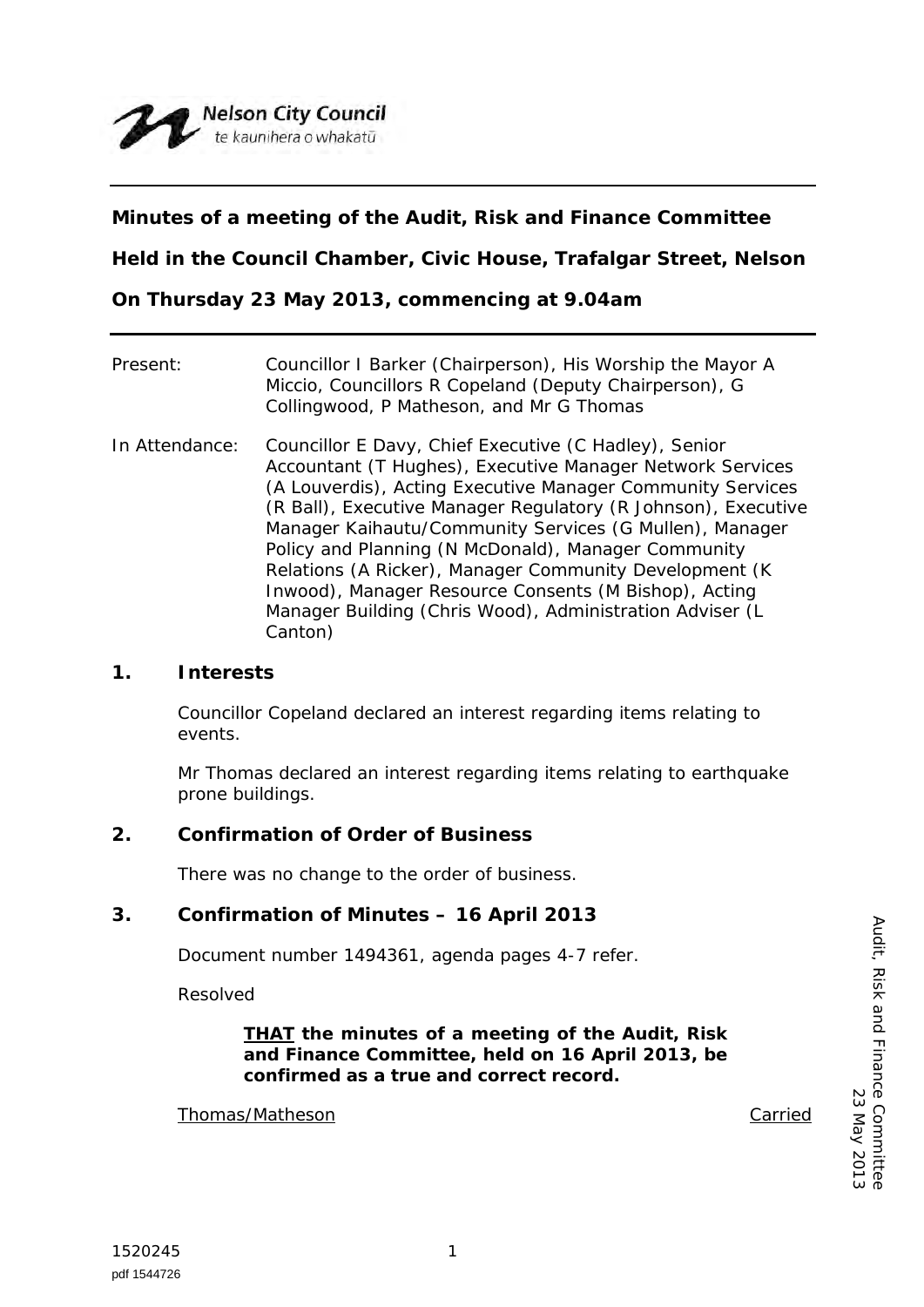Nelson City Council
te kaunihera o whakatū

**Minutes of a meeting of the Audit, Risk and Finance Committee**

**Held in the Council Chamber, Civic House, Trafalgar Street, Nelson**

**On Thursday 23 May 2013, commencing at 9.04am**

Present: Councillor I Barker (Chairperson), His Worship the Mayor A Miccio, Councillors R Copeland (Deputy Chairperson), G Collingwood, P Matheson, and Mr G Thomas

In Attendance: Councillor E Davy, Chief Executive (C Hadley), Senior Accountant (T Hughes), Executive Manager Network Services (A Louverdis), Acting Executive Manager Community Services (R Ball), Executive Manager Regulatory (R Johnson), Executive Manager Kaihautu/Community Services (G Mullen), Manager Policy and Planning (N McDonald), Manager Community Relations (A Ricker), Manager Community Development (K Inwood), Manager Resource Consents (M Bishop), Acting Manager Building (Chris Wood), Administration Adviser (L Canton)

## 1. Interests

Councillor Copeland declared an interest regarding items relating to events.

Mr Thomas declared an interest regarding items relating to earthquake prone buildings.

## 2. Confirmation of Order of Business

There was no change to the order of business.

## 3. Confirmation of Minutes – 16 April 2013

Document number 1494361, agenda pages 4-7 refer.

Resolved

> **THAT the minutes of a meeting of the Audit, Risk and Finance Committee, held on 16 April 2013, be confirmed as a true and correct record.**

Thomas/Matheson — Carried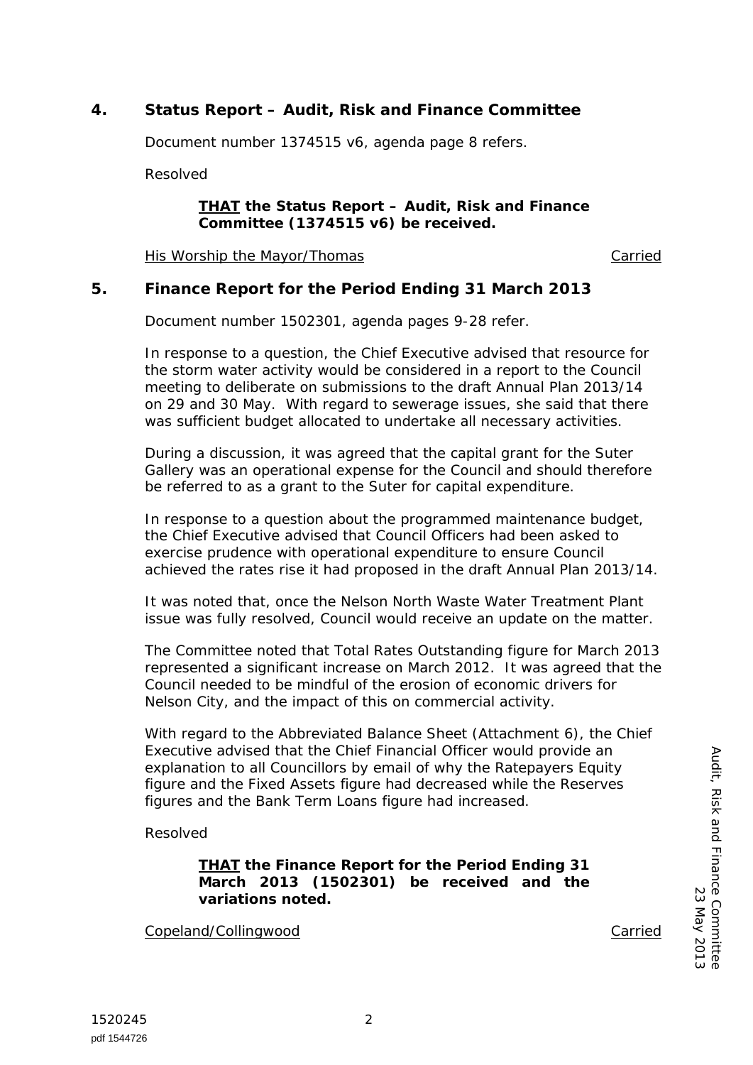## 4. Status Report – Audit, Risk and Finance Committee

Document number 1374515 v6, agenda page 8 refers.

Resolved

> **<u>THAT</u> the Status Report – Audit, Risk and Finance Committee (1374515 v6) be received.**

<u>His Worship the Mayor/Thomas</u> Carried

## 5. Finance Report for the Period Ending 31 March 2013

Document number 1502301, agenda pages 9-28 refer.

In response to a question, the Chief Executive advised that resource for the storm water activity would be considered in a report to the Council meeting to deliberate on submissions to the draft Annual Plan 2013/14 on 29 and 30 May. With regard to sewerage issues, she said that there was sufficient budget allocated to undertake all necessary activities.

During a discussion, it was agreed that the capital grant for the Suter Gallery was an operational expense for the Council and should therefore be referred to as a grant to the Suter for capital expenditure.

In response to a question about the programmed maintenance budget, the Chief Executive advised that Council Officers had been asked to exercise prudence with operational expenditure to ensure Council achieved the rates rise it had proposed in the draft Annual Plan 2013/14.

It was noted that, once the Nelson North Waste Water Treatment Plant issue was fully resolved, Council would receive an update on the matter.

The Committee noted that Total Rates Outstanding figure for March 2013 represented a significant increase on March 2012. It was agreed that the Council needed to be mindful of the erosion of economic drivers for Nelson City, and the impact of this on commercial activity.

With regard to the Abbreviated Balance Sheet (Attachment 6), the Chief Executive advised that the Chief Financial Officer would provide an explanation to all Councillors by email of why the Ratepayers Equity figure and the Fixed Assets figure had decreased while the Reserves figures and the Bank Term Loans figure had increased.

Resolved

> **<u>THAT</u> the Finance Report for the Period Ending 31 March 2013 (1502301) be received and the variations noted.**

<u>Copeland/Collingwood</u> Carried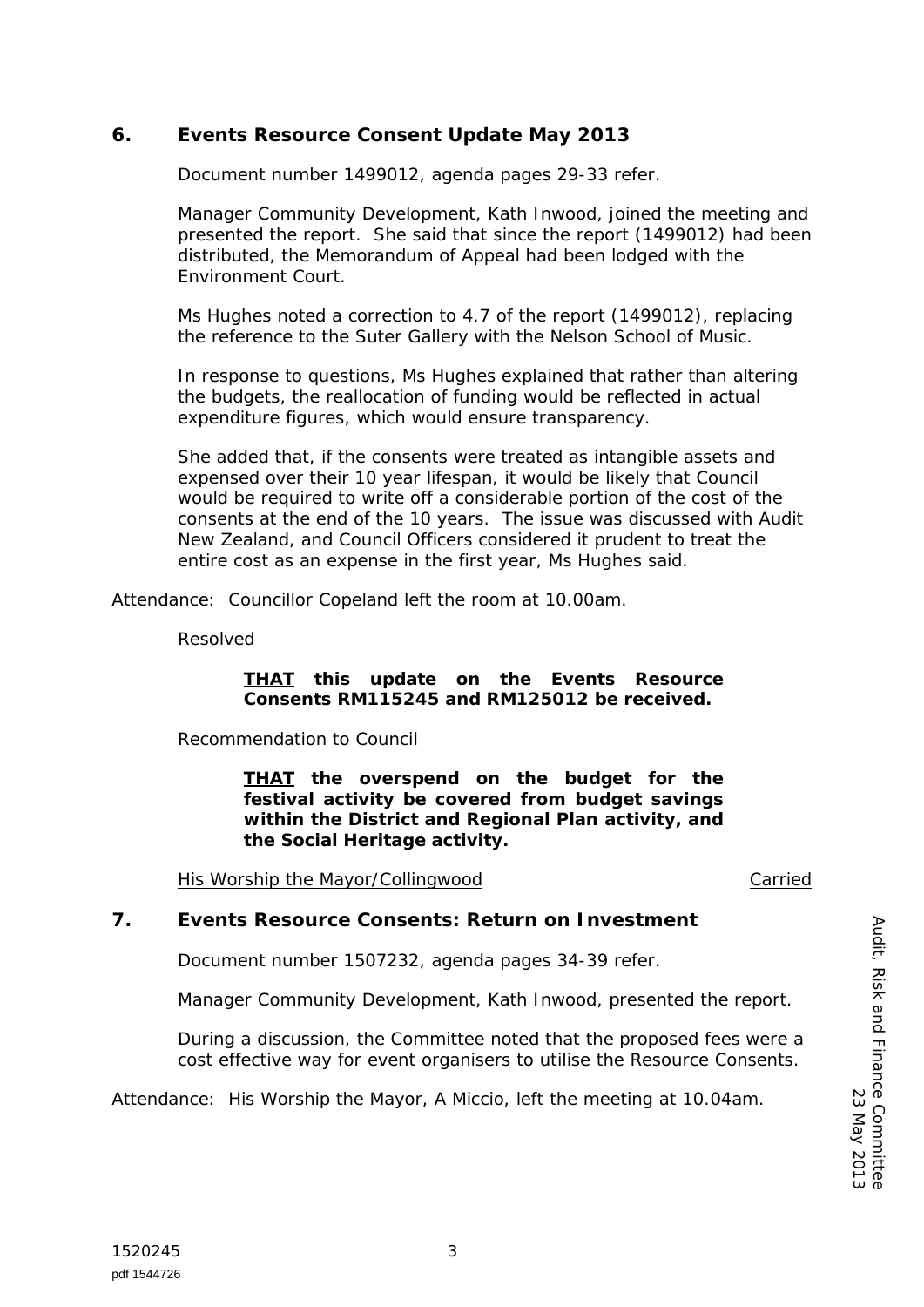## 6. Events Resource Consent Update May 2013

Document number 1499012, agenda pages 29-33 refer.

Manager Community Development, Kath Inwood, joined the meeting and presented the report. She said that since the report (1499012) had been distributed, the Memorandum of Appeal had been lodged with the Environment Court.

Ms Hughes noted a correction to 4.7 of the report (1499012), replacing the reference to the Suter Gallery with the Nelson School of Music.

In response to questions, Ms Hughes explained that rather than altering the budgets, the reallocation of funding would be reflected in actual expenditure figures, which would ensure transparency.

She added that, if the consents were treated as intangible assets and expensed over their 10 year lifespan, it would be likely that Council would be required to write off a considerable portion of the cost of the consents at the end of the 10 years. The issue was discussed with Audit New Zealand, and Council Officers considered it prudent to treat the entire cost as an expense in the first year, Ms Hughes said.

Attendance: Councillor Copeland left the room at 10.00am.

Resolved

> **<u>THAT</u> this update on the Events Resource Consents RM115245 and RM125012 be received.**

Recommendation to Council

> **<u>THAT</u> the overspend on the budget for the festival activity be covered from budget savings within the District and Regional Plan activity, and the Social Heritage activity.**

<u>His Worship the Mayor/Collingwood</u> <u>Carried</u>

## 7. Events Resource Consents: Return on Investment

Document number 1507232, agenda pages 34-39 refer.

Manager Community Development, Kath Inwood, presented the report.

During a discussion, the Committee noted that the proposed fees were a cost effective way for event organisers to utilise the Resource Consents.

Attendance: His Worship the Mayor, A Miccio, left the meeting at 10.04am.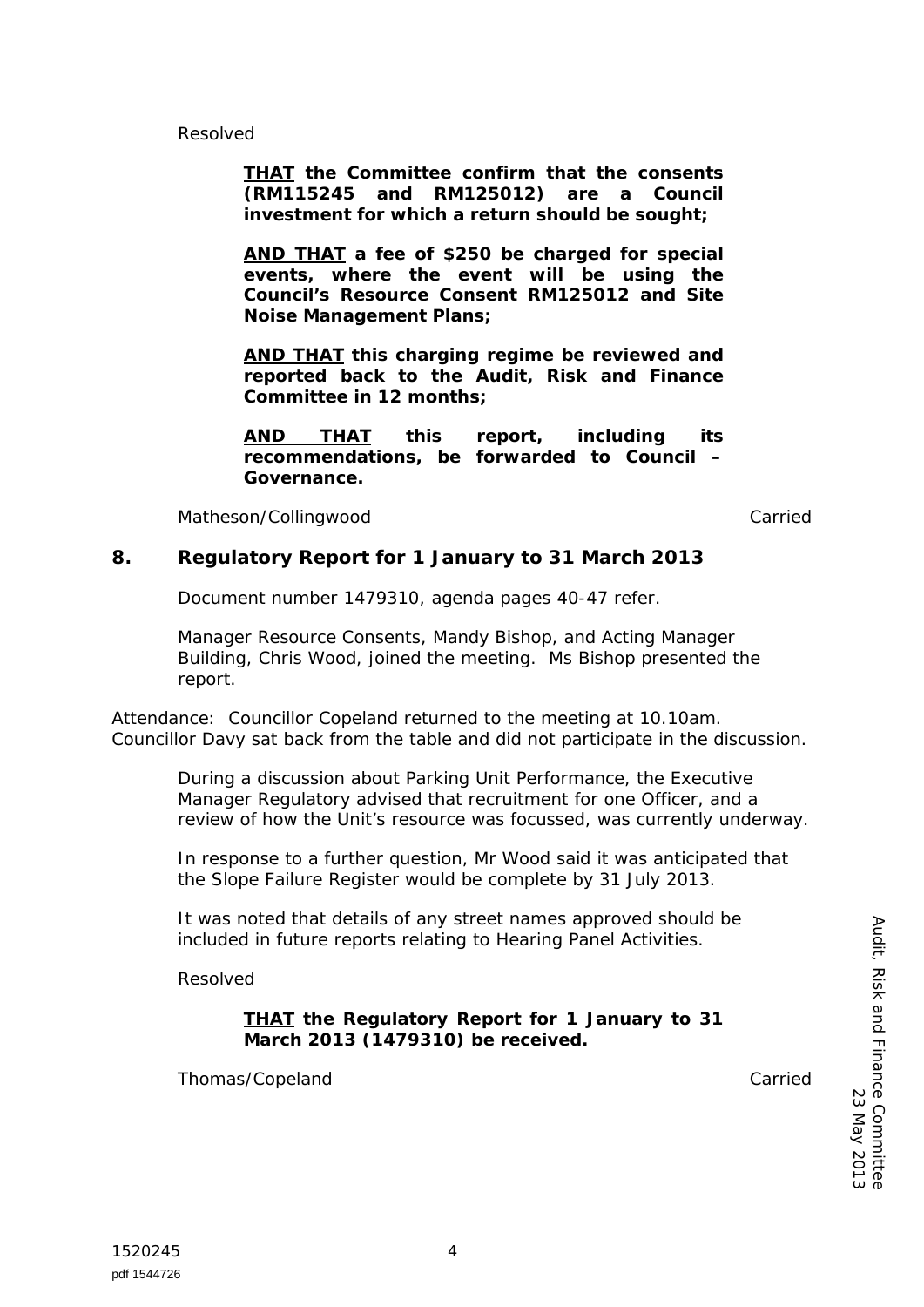Resolved

> **<u>THAT</u> the Committee confirm that the consents (RM115245 and RM125012) are a Council investment for which a return should be sought;**
>
> **<u>AND THAT</u> a fee of $250 be charged for special events, where the event will be using the Council's Resource Consent RM125012 and Site Noise Management Plans;**
>
> **<u>AND THAT</u> this charging regime be reviewed and reported back to the Audit, Risk and Finance Committee in 12 months;**
>
> **<u>AND THAT</u> this report, including its recommendations, be forwarded to Council – Governance.**

<u>Matheson/Collingwood</u> <u>Carried</u>

## 8. Regulatory Report for 1 January to 31 March 2013

Document number 1479310, agenda pages 40-47 refer.

Manager Resource Consents, Mandy Bishop, and Acting Manager Building, Chris Wood, joined the meeting. Ms Bishop presented the report.

Attendance: Councillor Copeland returned to the meeting at 10.10am. Councillor Davy sat back from the table and did not participate in the discussion.

During a discussion about Parking Unit Performance, the Executive Manager Regulatory advised that recruitment for one Officer, and a review of how the Unit's resource was focussed, was currently underway.

In response to a further question, Mr Wood said it was anticipated that the Slope Failure Register would be complete by 31 July 2013.

It was noted that details of any street names approved should be included in future reports relating to Hearing Panel Activities.

Resolved

> **<u>THAT</u> the Regulatory Report for 1 January to 31 March 2013 (1479310) be received.**

<u>Thomas/Copeland</u> <u>Carried</u>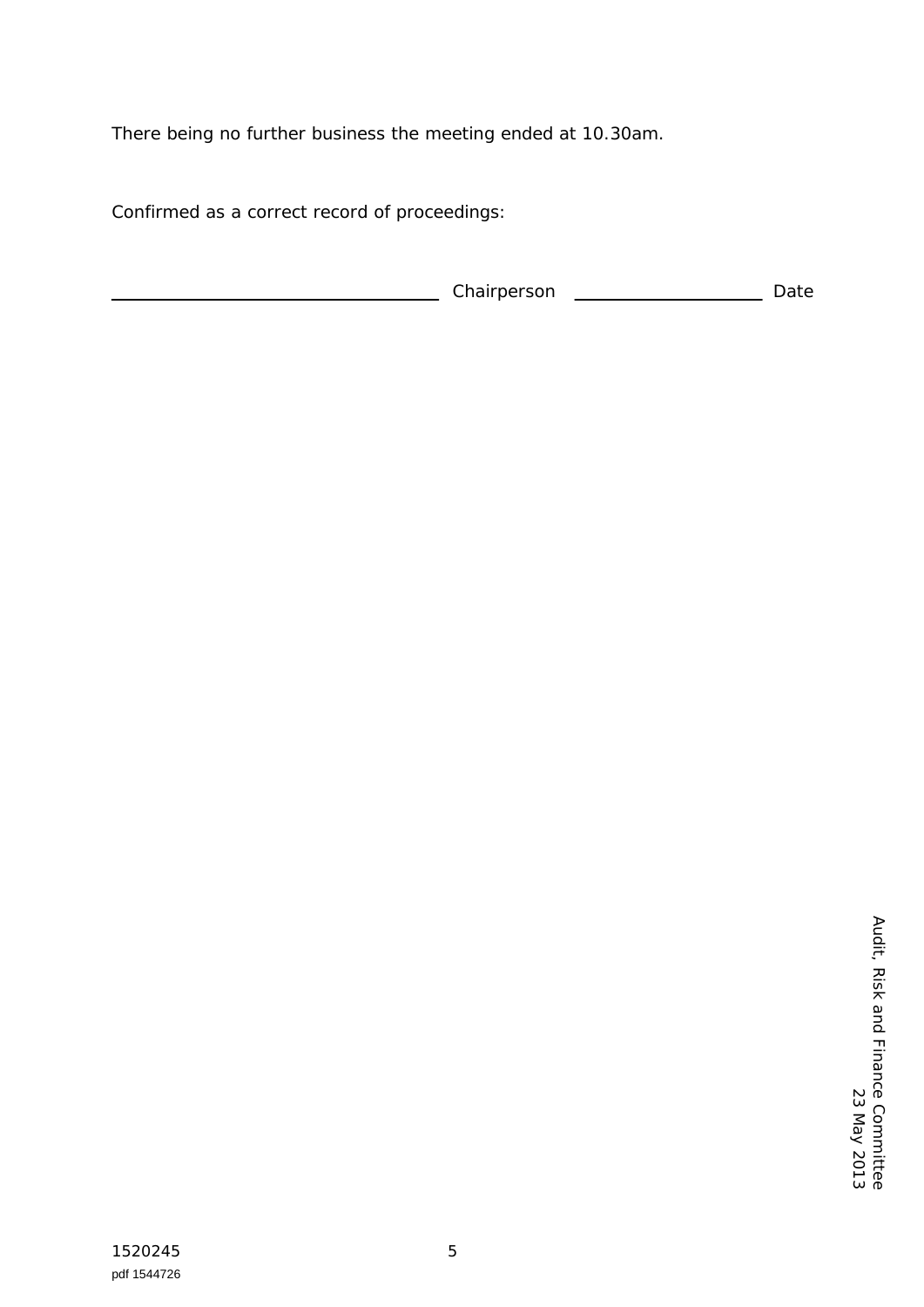There being no further business the meeting ended at 10.30am.

Confirmed as a correct record of proceedings:

\_\_\_\_\_\_\_\_\_\_\_\_\_\_\_\_\_\_\_\_\_\_\_\_\_\_\_\_\_\_ Chairperson \_\_\_\_\_\_\_\_\_\_\_\_\_\_\_\_\_ Date